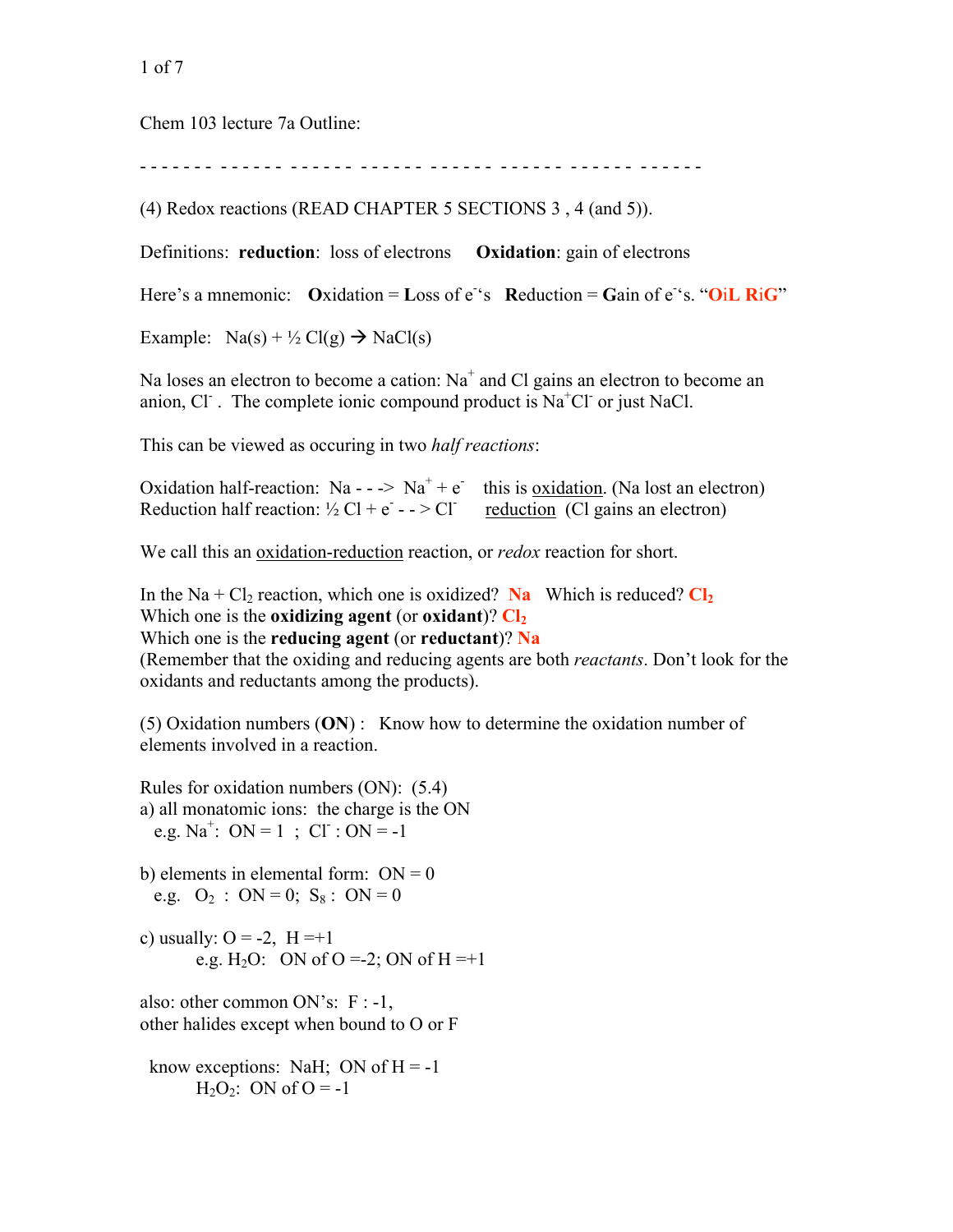Chem 103 lecture 7a Outline:

- - - - - - - - - - - - - - - - - - - - - - - - - - - - - - - - - - - - - - - - - - - - - - - - - -

(4) Redox reactions (READ CHAPTER 5 SECTIONS 3 , 4 (and 5)).

Definitions: **reduction**: loss of electrons **Oxidation**: gain of electrons

Here's a mnemonic: **O**xidation = **L**oss of $e^-$'s **R**eduction = **G**ain of $e^-$'s. "**OiL RiG**"

Example: $Na(s) + \frac{1}{2} Cl(g) \rightarrow NaCl(s)$

Na loses an electron to become a cation: $Na^+$ and Cl gains an electron to become an anion, $Cl^-$. The complete ionic compound product is $Na^+Cl^-$ or just NaCl.

This can be viewed as occuring in two *half reactions*:

Oxidation half-reaction: $Na \dashrightarrow Na^+ + e^-$ this is oxidation. (Na lost an electron)
Reduction half reaction: $\frac{1}{2} Cl + e^- \dashrightarrow Cl^-$ reduction (Cl gains an electron)

We call this an oxidation-reduction reaction, or *redox* reaction for short.

In the $Na + Cl_2$ reaction, which one is oxidized? **Na** Which is reduced? **$Cl_2$**
Which one is the **oxidizing agent** (or **oxidant**)? **$Cl_2$**
Which one is the **reducing agent** (or **reductant**)? **Na**
(Remember that the oxiding and reducing agents are both *reactants*. Don't look for the oxidants and reductants among the products).

(5) Oxidation numbers (**ON**) : Know how to determine the oxidation number of elements involved in a reaction.

Rules for oxidation numbers (ON): (5.4)

a) all monatomic ions: the charge is the ON
e.g. $Na^+$: ON = 1 ; $Cl^-$ : ON = -1

b) elements in elemental form: ON = 0
e.g. $O_2$ : ON = 0; $S_8$ : ON = 0

c) usually: O = -2, H =+1
e.g. $H_2O$: ON of O =-2; ON of H =+1

also: other common ON's: F : -1,
other halides except when bound to O or F

know exceptions: NaH; ON of H = -1
$H_2O_2$: ON of O = -1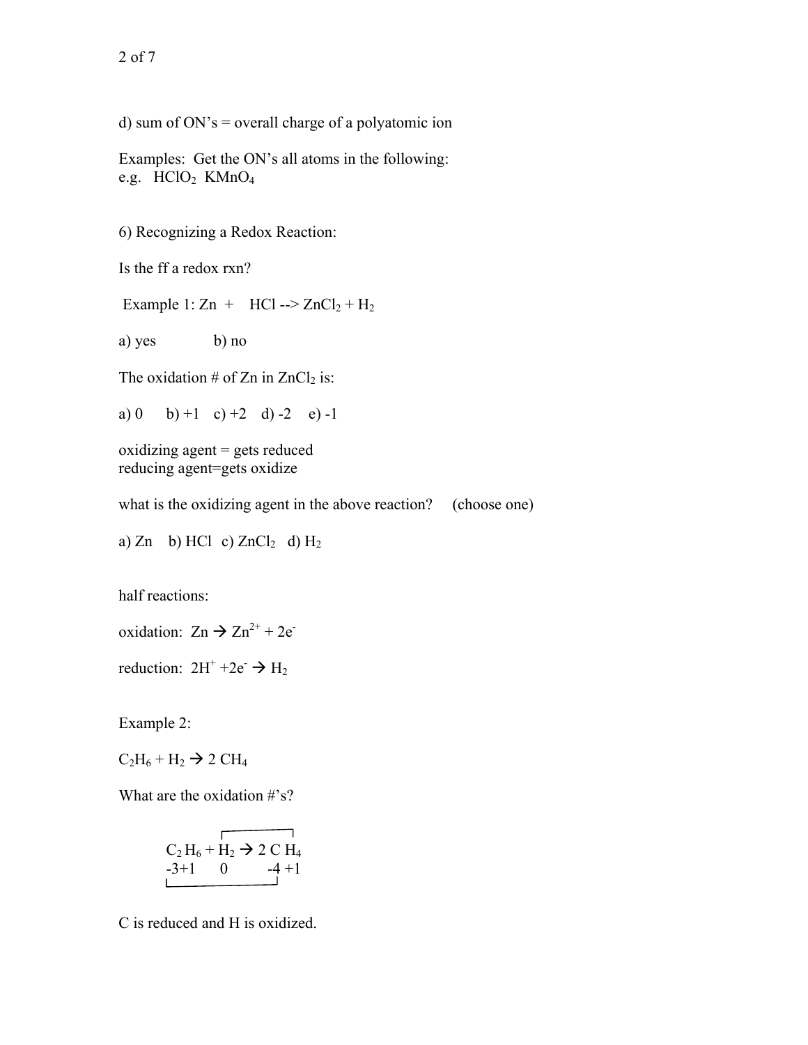d) sum of ON's = overall charge of a polyatomic ion

Examples: Get the ON's all atoms in the following:
e.g. $HClO_2$ $KMnO_4$

6) Recognizing a Redox Reaction:

Is the ff a redox rxn?

Example 1: $Zn + HCl \rightarrow ZnCl_2 + H_2$

a) yes b) no

The oxidation # of Zn in $ZnCl_2$ is:

a) 0 b) +1 c) +2 d) -2 e) -1

oxidizing agent = gets reduced
reducing agent=gets oxidize

what is the oxidizing agent in the above reaction? (choose one)

a) Zn b) HCl c) $ZnCl_2$ d) $H_2$

half reactions:

oxidation: $Zn \rightarrow Zn^{2+} + 2e^-$

reduction: $2H^+ + 2e^- \rightarrow H_2$

Example 2:

$C_2H_6 + H_2 \rightarrow 2\ CH_4$

What are the oxidation #'s?

$$\underset{-3\ +1}{C_2\,H_6} + \underset{0}{H_2} \rightarrow 2\ \underset{-4\ +1}{C\,H_4}$$

C is reduced and H is oxidized.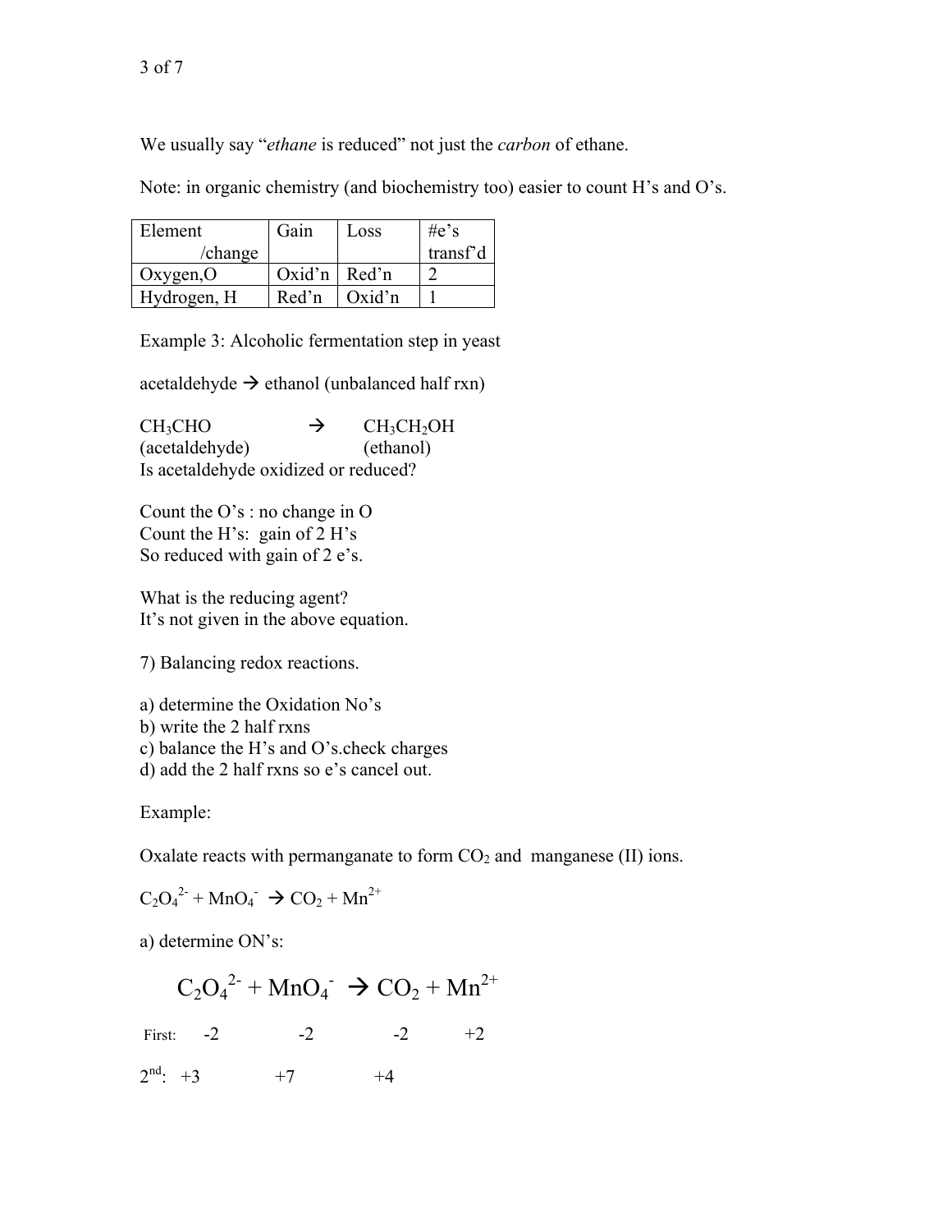We usually say "*ethane* is reduced" not just the *carbon* of ethane.

Note: in organic chemistry (and biochemistry too) easier to count H's and O's.

| Element /change | Gain | Loss | #e's transf'd |
|---|---|---|---|
| Oxygen,O | Oxid'n | Red'n | 2 |
| Hydrogen, H | Red'n | Oxid'n | 1 |

Example 3: Alcoholic fermentation step in yeast

acetaldehyde → ethanol (unbalanced half rxn)

$CH_3CHO$ → $CH_3CH_2OH$
(acetaldehyde) (ethanol)
Is acetaldehyde oxidized or reduced?

Count the O's : no change in O
Count the H's: gain of 2 H's
So reduced with gain of 2 e's.

What is the reducing agent?
It's not given in the above equation.

7) Balancing redox reactions.

a) determine the Oxidation No's
b) write the 2 half rxns
c) balance the H's and O's.check charges
d) add the 2 half rxns so e's cancel out.

Example:

Oxalate reacts with permanganate to form $CO_2$ and manganese (II) ions.

$C_2O_4^{2-} + MnO_4^{-} \rightarrow CO_2 + Mn^{2+}$

a) determine ON's:

$$C_2O_4^{2-} + MnO_4^{-} \rightarrow CO_2 + Mn^{2+}$$

First: -2 -2 -2 +2

2nd: +3 +7 +4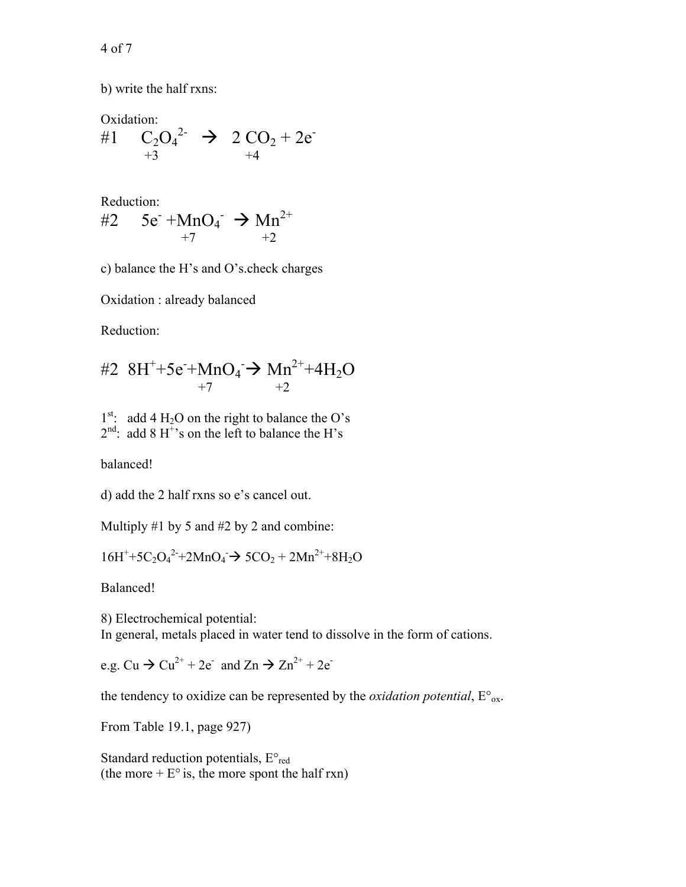b) write the half rxns:

Oxidation:

$$\#1 \quad \underset{+3}{C_2O_4^{2-}} \rightarrow 2\,\underset{+4}{CO_2} + 2e^-$$

Reduction:

$$\#2 \quad 5e^- + \underset{+7}{MnO_4^-} \rightarrow \underset{+2}{Mn^{2+}}$$

c) balance the H's and O's.check charges

Oxidation : already balanced

Reduction:

$$\#2 \quad 8H^+ + 5e^- + \underset{+7}{MnO_4^-} \rightarrow \underset{+2}{Mn^{2+}} + 4H_2O$$

1st: add 4 $H_2O$ on the right to balance the O's
2nd: add 8 $H^+$'s on the left to balance the H's

balanced!

d) add the 2 half rxns so e's cancel out.

Multiply #1 by 5 and #2 by 2 and combine:

$16H^+ + 5C_2O_4^{2-} + 2MnO_4^- \rightarrow 5CO_2 + 2Mn^{2+} + 8H_2O$

Balanced!

8) Electrochemical potential:
In general, metals placed in water tend to dissolve in the form of cations.

e.g. $Cu \rightarrow Cu^{2+} + 2e^-$ and $Zn \rightarrow Zn^{2+} + 2e^-$

the tendency to oxidize can be represented by the *oxidation potential*, $E°_{ox}$.

From Table 19.1, page 927)

Standard reduction potentials, $E°_{red}$
(the more + E° is, the more spont the half rxn)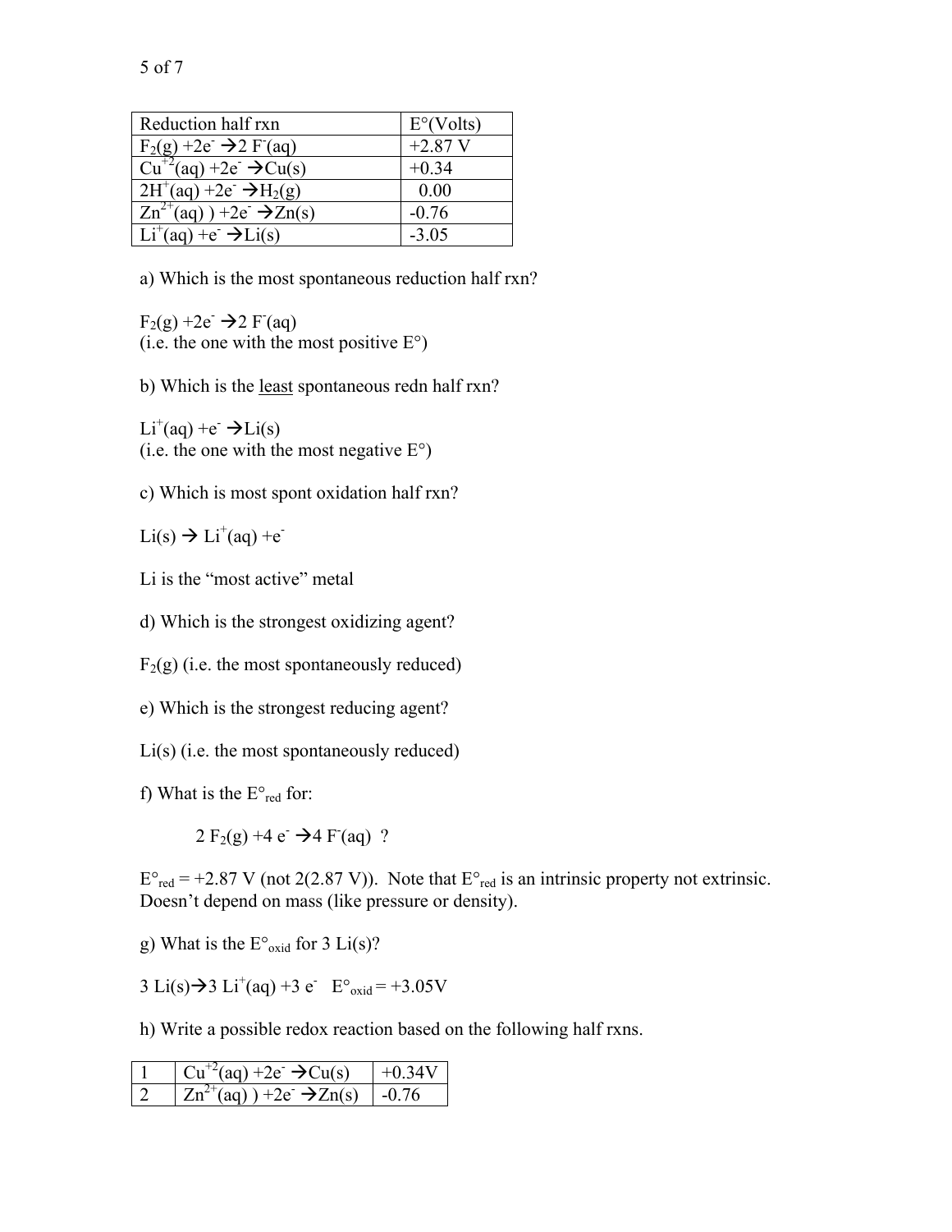| Reduction half rxn | E°(Volts) |
|---|---|
| $F_2(g) + 2e^- \rightarrow 2\ F^-(aq)$ | +2.87 V |
| $Cu^{+2}(aq) + 2e^- \rightarrow Cu(s)$ | +0.34 |
| $2H^+(aq) + 2e^- \rightarrow H_2(g)$ | 0.00 |
| $Zn^{2+}(aq)\ ) + 2e^- \rightarrow Zn(s)$ | -0.76 |
| $Li^+(aq) + e^- \rightarrow Li(s)$ | -3.05 |

a) Which is the most spontaneous reduction half rxn?

$F_2(g) + 2e^- \rightarrow 2\ F^-(aq)$
(i.e. the one with the most positive E°)

b) Which is the least spontaneous redn half rxn?

$Li^+(aq) + e^- \rightarrow Li(s)$
(i.e. the one with the most negative E°)

c) Which is most spont oxidation half rxn?

$Li(s) \rightarrow Li^+(aq) + e^-$

Li is the "most active" metal

d) Which is the strongest oxidizing agent?

$F_2(g)$ (i.e. the most spontaneously reduced)

e) Which is the strongest reducing agent?

$Li(s)$ (i.e. the most spontaneously reduced)

f) What is the $E°_{red}$ for:

$$2\ F_2(g) + 4\ e^- \rightarrow 4\ F^-(aq)\ ?$$

$E°_{red}$ = +2.87 V (not 2(2.87 V)). Note that $E°_{red}$ is an intrinsic property not extrinsic. Doesn't depend on mass (like pressure or density).

g) What is the $E°_{oxid}$ for 3 Li(s)?

$3\ Li(s) \rightarrow 3\ Li^+(aq) + 3\ e^-$ $\quad E°_{oxid}$ = +3.05V

h) Write a possible redox reaction based on the following half rxns.

| 1 | $Cu^{+2}(aq) + 2e^- \rightarrow Cu(s)$ | +0.34V |
|---|---|---|
| 2 | $Zn^{2+}(aq)\ ) + 2e^- \rightarrow Zn(s)$ | -0.76 |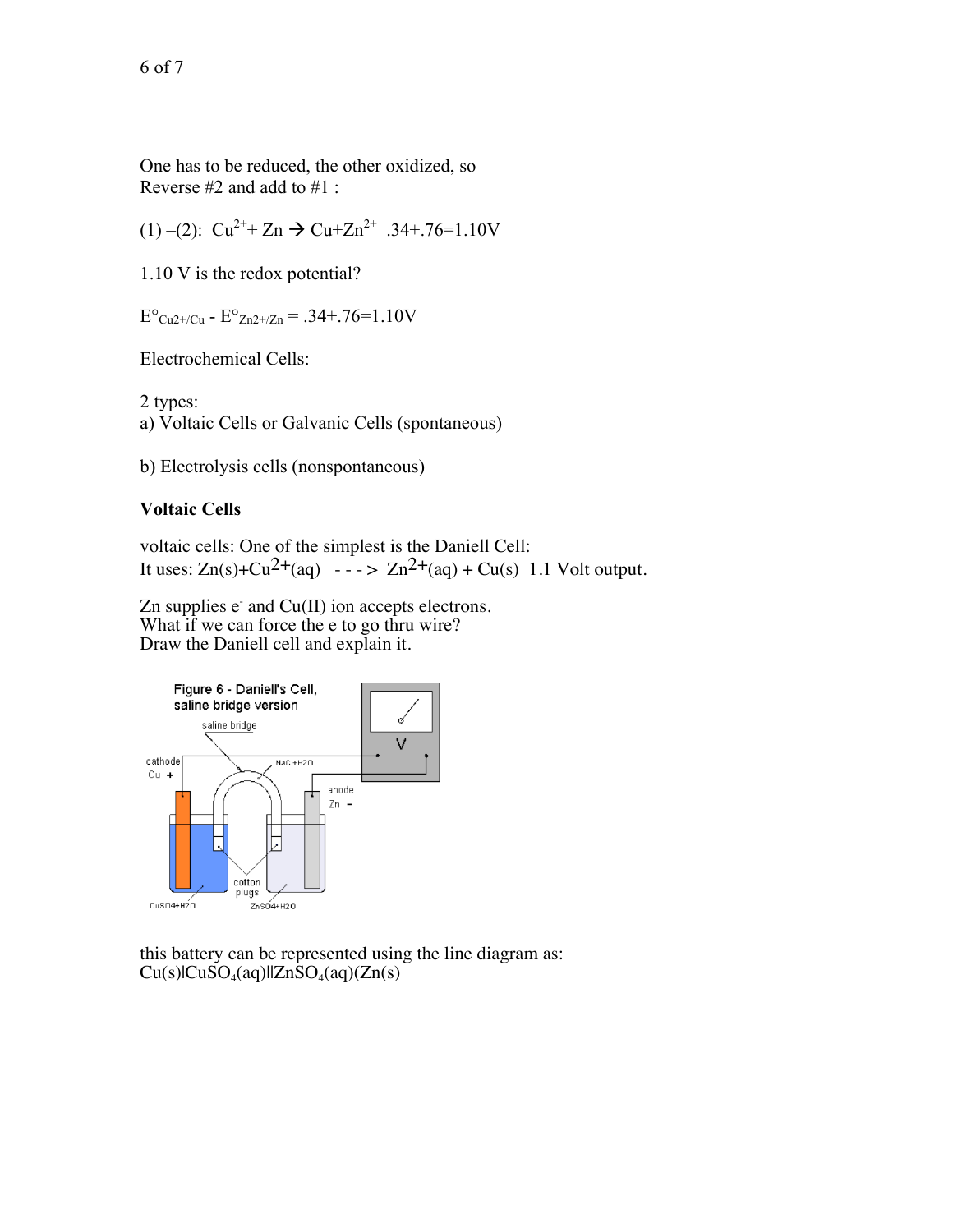One has to be reduced, the other oxidized, so
Reverse #2 and add to #1 :

(1) –(2): $Cu^{2+} + Zn \rightarrow Cu + Zn^{2+}$ .34+.76=1.10V

1.10 V is the redox potential?

$E°_{Cu2+/Cu} - E°_{Zn2+/Zn}$ = .34+.76=1.10V

Electrochemical Cells:

2 types:
a) Voltaic Cells or Galvanic Cells (spontaneous)

b) Electrolysis cells (nonspontaneous)

**Voltaic Cells**

voltaic cells: One of the simplest is the Daniell Cell:
It uses: $Zn(s) + Cu^{2+}(aq)$ - - - > $Zn^{2+}(aq) + Cu(s)$ 1.1 Volt output.

Zn supplies $e^-$ and Cu(II) ion accepts electrons.
What if we can force the e to go thru wire?
Draw the Daniell cell and explain it.

Figure 6 - Daniell's Cell, saline bridge version

this battery can be represented using the line diagram as:
$Cu(s)|CuSO_4(aq)||ZnSO_4(aq)(Zn(s)$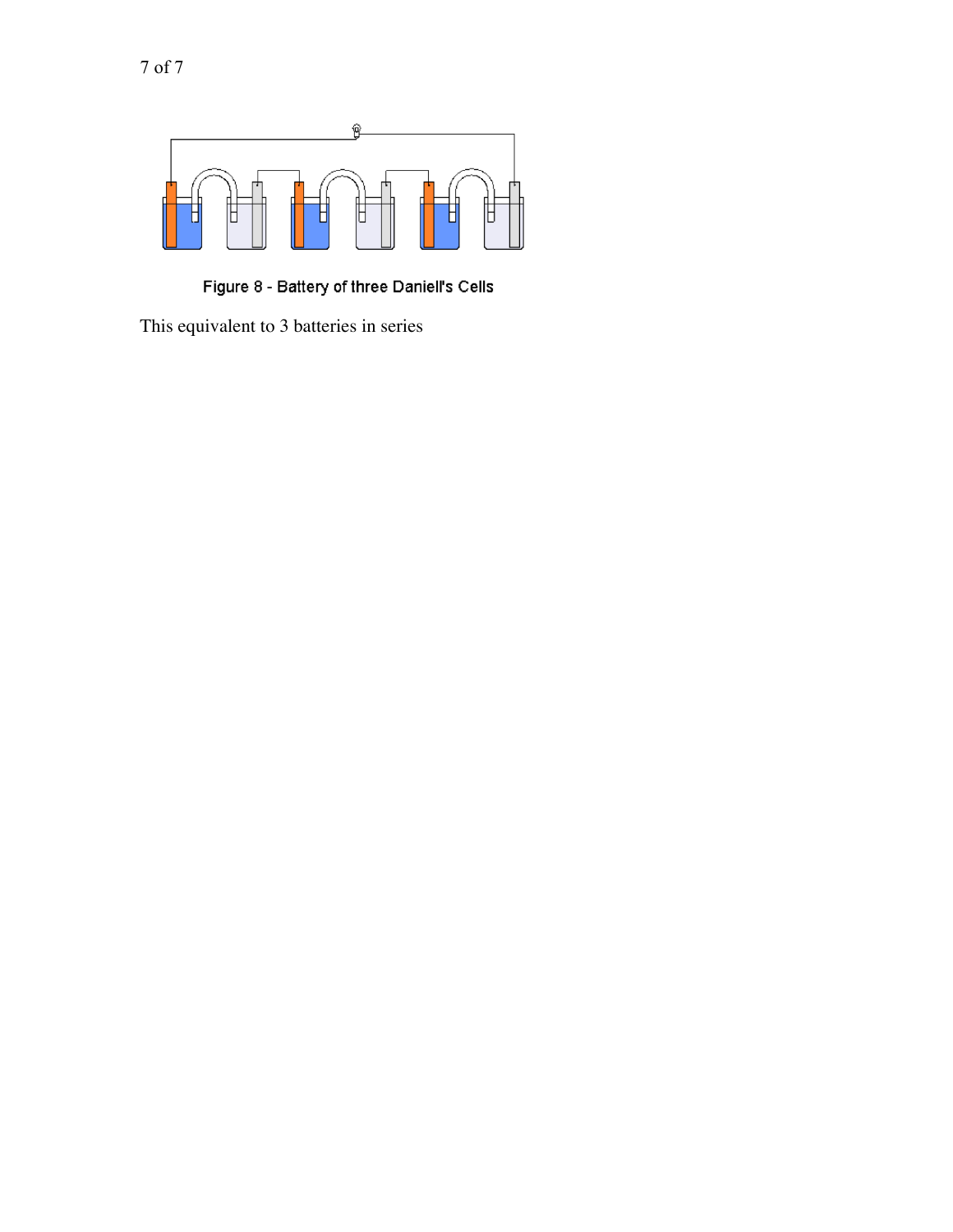Figure 8 - Battery of three Daniell's Cells

This equivalent to 3 batteries in series